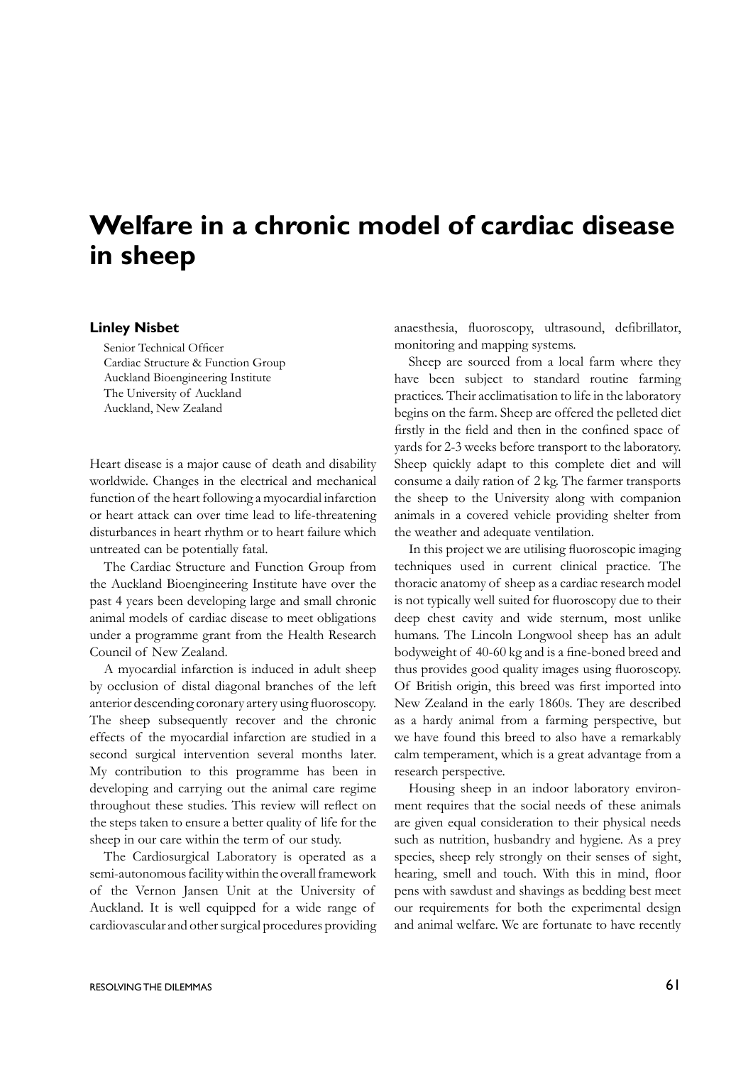# Welfare in a chronic model of cardiac disease in sheep

**Linley Nisbet**

Senior Technical Officer
Cardiac Structure & Function Group
Auckland Bioengineering Institute
The University of Auckland
Auckland, New Zealand

Heart disease is a major cause of death and disability worldwide. Changes in the electrical and mechanical function of the heart following a myocardial infarction or heart attack can over time lead to life-threatening disturbances in heart rhythm or to heart failure which untreated can be potentially fatal.

The Cardiac Structure and Function Group from the Auckland Bioengineering Institute have over the past 4 years been developing large and small chronic animal models of cardiac disease to meet obligations under a programme grant from the Health Research Council of New Zealand.

A myocardial infarction is induced in adult sheep by occlusion of distal diagonal branches of the left anterior descending coronary artery using fluoroscopy. The sheep subsequently recover and the chronic effects of the myocardial infarction are studied in a second surgical intervention several months later. My contribution to this programme has been in developing and carrying out the animal care regime throughout these studies. This review will reflect on the steps taken to ensure a better quality of life for the sheep in our care within the term of our study.

The Cardiosurgical Laboratory is operated as a semi-autonomous facility within the overall framework of the Vernon Jansen Unit at the University of Auckland. It is well equipped for a wide range of cardiovascular and other surgical procedures providing anaesthesia, fluoroscopy, ultrasound, defibrillator, monitoring and mapping systems.

Sheep are sourced from a local farm where they have been subject to standard routine farming practices. Their acclimatisation to life in the laboratory begins on the farm. Sheep are offered the pelleted diet firstly in the field and then in the confined space of yards for 2-3 weeks before transport to the laboratory. Sheep quickly adapt to this complete diet and will consume a daily ration of 2 kg. The farmer transports the sheep to the University along with companion animals in a covered vehicle providing shelter from the weather and adequate ventilation.

In this project we are utilising fluoroscopic imaging techniques used in current clinical practice. The thoracic anatomy of sheep as a cardiac research model is not typically well suited for fluoroscopy due to their deep chest cavity and wide sternum, most unlike humans. The Lincoln Longwool sheep has an adult bodyweight of 40-60 kg and is a fine-boned breed and thus provides good quality images using fluoroscopy. Of British origin, this breed was first imported into New Zealand in the early 1860s. They are described as a hardy animal from a farming perspective, but we have found this breed to also have a remarkably calm temperament, which is a great advantage from a research perspective.

Housing sheep in an indoor laboratory environment requires that the social needs of these animals are given equal consideration to their physical needs such as nutrition, husbandry and hygiene. As a prey species, sheep rely strongly on their senses of sight, hearing, smell and touch. With this in mind, floor pens with sawdust and shavings as bedding best meet our requirements for both the experimental design and animal welfare. We are fortunate to have recently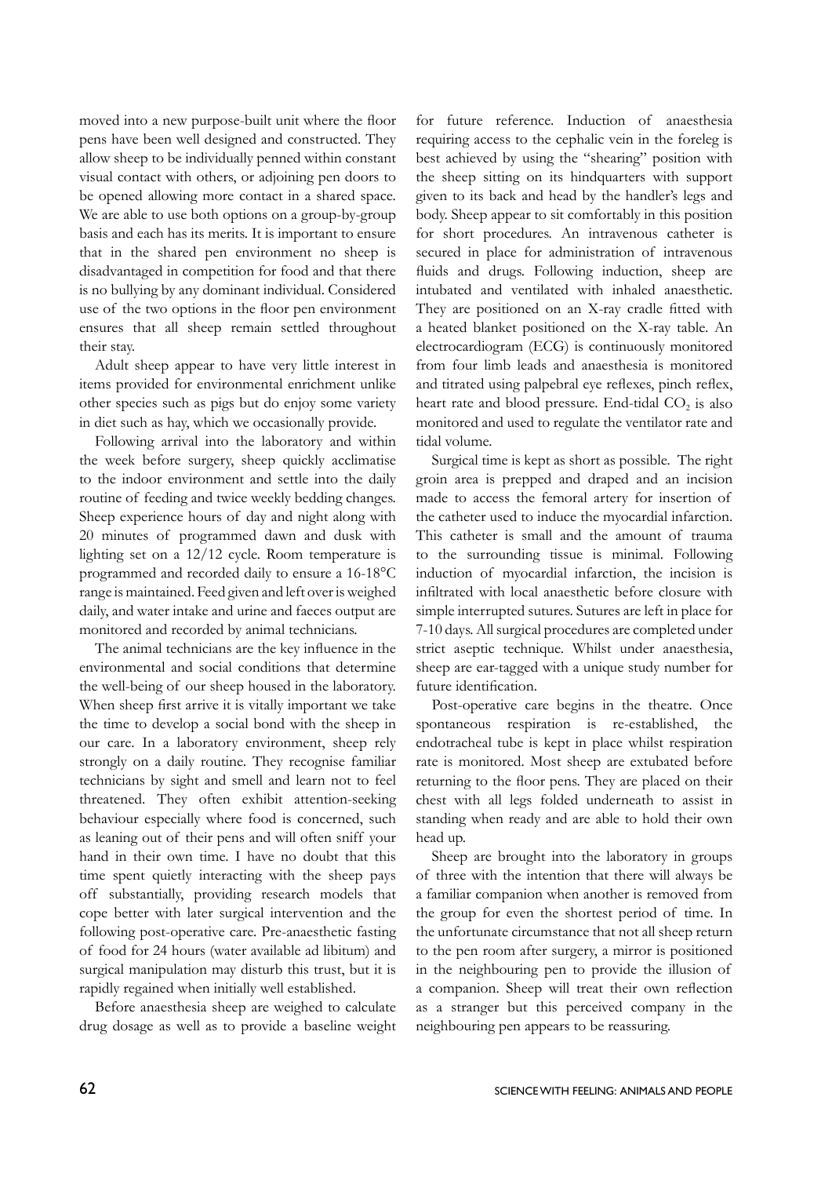moved into a new purpose-built unit where the floor pens have been well designed and constructed. They allow sheep to be individually penned within constant visual contact with others, or adjoining pen doors to be opened allowing more contact in a shared space. We are able to use both options on a group-by-group basis and each has its merits. It is important to ensure that in the shared pen environment no sheep is disadvantaged in competition for food and that there is no bullying by any dominant individual. Considered use of the two options in the floor pen environment ensures that all sheep remain settled throughout their stay.

Adult sheep appear to have very little interest in items provided for environmental enrichment unlike other species such as pigs but do enjoy some variety in diet such as hay, which we occasionally provide.

Following arrival into the laboratory and within the week before surgery, sheep quickly acclimatise to the indoor environment and settle into the daily routine of feeding and twice weekly bedding changes. Sheep experience hours of day and night along with 20 minutes of programmed dawn and dusk with lighting set on a 12/12 cycle. Room temperature is programmed and recorded daily to ensure a 16-18°C range is maintained. Feed given and left over is weighed daily, and water intake and urine and faeces output are monitored and recorded by animal technicians.

The animal technicians are the key influence in the environmental and social conditions that determine the well-being of our sheep housed in the laboratory. When sheep first arrive it is vitally important we take the time to develop a social bond with the sheep in our care. In a laboratory environment, sheep rely strongly on a daily routine. They recognise familiar technicians by sight and smell and learn not to feel threatened. They often exhibit attention-seeking behaviour especially where food is concerned, such as leaning out of their pens and will often sniff your hand in their own time. I have no doubt that this time spent quietly interacting with the sheep pays off substantially, providing research models that cope better with later surgical intervention and the following post-operative care. Pre-anaesthetic fasting of food for 24 hours (water available ad libitum) and surgical manipulation may disturb this trust, but it is rapidly regained when initially well established.

Before anaesthesia sheep are weighed to calculate drug dosage as well as to provide a baseline weight for future reference. Induction of anaesthesia requiring access to the cephalic vein in the foreleg is best achieved by using the "shearing" position with the sheep sitting on its hindquarters with support given to its back and head by the handler's legs and body. Sheep appear to sit comfortably in this position for short procedures. An intravenous catheter is secured in place for administration of intravenous fluids and drugs. Following induction, sheep are intubated and ventilated with inhaled anaesthetic. They are positioned on an X-ray cradle fitted with a heated blanket positioned on the X-ray table. An electrocardiogram (ECG) is continuously monitored from four limb leads and anaesthesia is monitored and titrated using palpebral eye reflexes, pinch reflex, heart rate and blood pressure. End-tidal $CO_2$ is also monitored and used to regulate the ventilator rate and tidal volume.

Surgical time is kept as short as possible. The right groin area is prepped and draped and an incision made to access the femoral artery for insertion of the catheter used to induce the myocardial infarction. This catheter is small and the amount of trauma to the surrounding tissue is minimal. Following induction of myocardial infarction, the incision is infiltrated with local anaesthetic before closure with simple interrupted sutures. Sutures are left in place for 7-10 days. All surgical procedures are completed under strict aseptic technique. Whilst under anaesthesia, sheep are ear-tagged with a unique study number for future identification.

Post-operative care begins in the theatre. Once spontaneous respiration is re-established, the endotracheal tube is kept in place whilst respiration rate is monitored. Most sheep are extubated before returning to the floor pens. They are placed on their chest with all legs folded underneath to assist in standing when ready and are able to hold their own head up.

Sheep are brought into the laboratory in groups of three with the intention that there will always be a familiar companion when another is removed from the group for even the shortest period of time. In the unfortunate circumstance that not all sheep return to the pen room after surgery, a mirror is positioned in the neighbouring pen to provide the illusion of a companion. Sheep will treat their own reflection as a stranger but this perceived company in the neighbouring pen appears to be reassuring.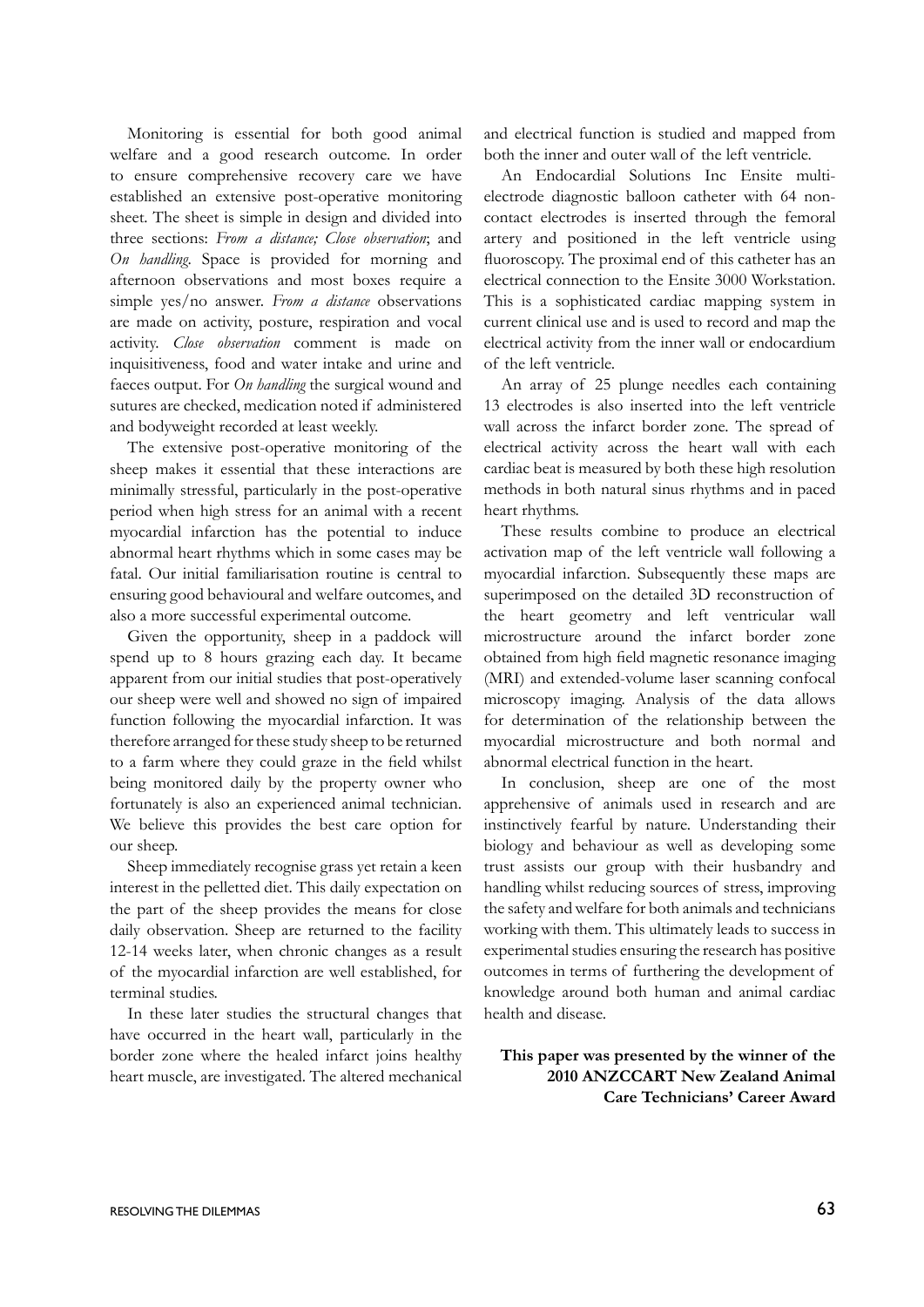Monitoring is essential for both good animal welfare and a good research outcome. In order to ensure comprehensive recovery care we have established an extensive post-operative monitoring sheet. The sheet is simple in design and divided into three sections: *From a distance; Close observation*; and *On handling*. Space is provided for morning and afternoon observations and most boxes require a simple yes/no answer. *From a distance* observations are made on activity, posture, respiration and vocal activity. *Close observation* comment is made on inquisitiveness, food and water intake and urine and faeces output. For *On handling* the surgical wound and sutures are checked, medication noted if administered and bodyweight recorded at least weekly.

The extensive post-operative monitoring of the sheep makes it essential that these interactions are minimally stressful, particularly in the post-operative period when high stress for an animal with a recent myocardial infarction has the potential to induce abnormal heart rhythms which in some cases may be fatal. Our initial familiarisation routine is central to ensuring good behavioural and welfare outcomes, and also a more successful experimental outcome.

Given the opportunity, sheep in a paddock will spend up to 8 hours grazing each day. It became apparent from our initial studies that post-operatively our sheep were well and showed no sign of impaired function following the myocardial infarction. It was therefore arranged for these study sheep to be returned to a farm where they could graze in the field whilst being monitored daily by the property owner who fortunately is also an experienced animal technician. We believe this provides the best care option for our sheep.

Sheep immediately recognise grass yet retain a keen interest in the pelletted diet. This daily expectation on the part of the sheep provides the means for close daily observation. Sheep are returned to the facility 12-14 weeks later, when chronic changes as a result of the myocardial infarction are well established, for terminal studies.

In these later studies the structural changes that have occurred in the heart wall, particularly in the border zone where the healed infarct joins healthy heart muscle, are investigated. The altered mechanical and electrical function is studied and mapped from both the inner and outer wall of the left ventricle.

An Endocardial Solutions Inc Ensite multi-electrode diagnostic balloon catheter with 64 non-contact electrodes is inserted through the femoral artery and positioned in the left ventricle using fluoroscopy. The proximal end of this catheter has an electrical connection to the Ensite 3000 Workstation. This is a sophisticated cardiac mapping system in current clinical use and is used to record and map the electrical activity from the inner wall or endocardium of the left ventricle.

An array of 25 plunge needles each containing 13 electrodes is also inserted into the left ventricle wall across the infarct border zone. The spread of electrical activity across the heart wall with each cardiac beat is measured by both these high resolution methods in both natural sinus rhythms and in paced heart rhythms.

These results combine to produce an electrical activation map of the left ventricle wall following a myocardial infarction. Subsequently these maps are superimposed on the detailed 3D reconstruction of the heart geometry and left ventricular wall microstructure around the infarct border zone obtained from high field magnetic resonance imaging (MRI) and extended-volume laser scanning confocal microscopy imaging. Analysis of the data allows for determination of the relationship between the myocardial microstructure and both normal and abnormal electrical function in the heart.

In conclusion, sheep are one of the most apprehensive of animals used in research and are instinctively fearful by nature. Understanding their biology and behaviour as well as developing some trust assists our group with their husbandry and handling whilst reducing sources of stress, improving the safety and welfare for both animals and technicians working with them. This ultimately leads to success in experimental studies ensuring the research has positive outcomes in terms of furthering the development of knowledge around both human and animal cardiac health and disease.

**This paper was presented by the winner of the 2010 ANZCCART New Zealand Animal Care Technicians' Career Award**